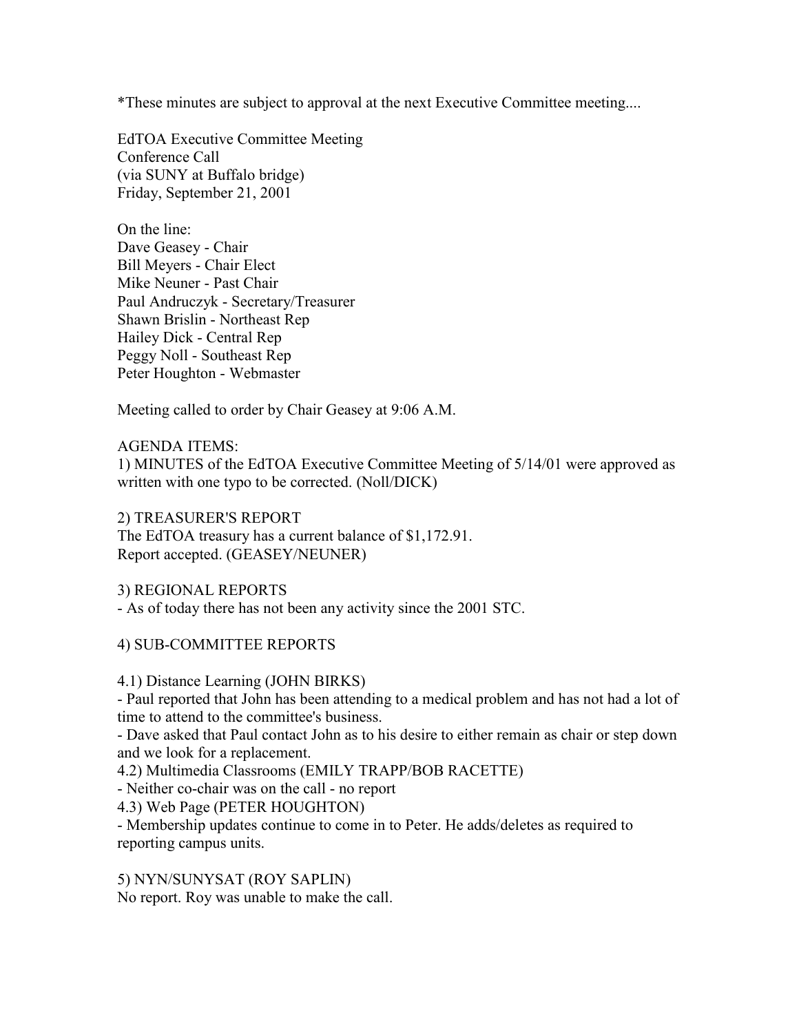*These minutes are subject to approval at the next Executive Committee meeting....

EdTOA Executive Committee Meeting
Conference Call
(via SUNY at Buffalo bridge)
Friday, September 21, 2001

On the line:
Dave Geasey - Chair
Bill Meyers - Chair Elect
Mike Neuner - Past Chair
Paul Andruczyk - Secretary/Treasurer
Shawn Brislin - Northeast Rep
Hailey Dick - Central Rep
Peggy Noll - Southeast Rep
Peter Houghton - Webmaster

Meeting called to order by Chair Geasey at 9:06 A.M.

AGENDA ITEMS:
1) MINUTES of the EdTOA Executive Committee Meeting of 5/14/01 were approved as written with one typo to be corrected. (Noll/DICK)

2) TREASURER'S REPORT
The EdTOA treasury has a current balance of $1,172.91.
Report accepted. (GEASEY/NEUNER)

3) REGIONAL REPORTS
- As of today there has not been any activity since the 2001 STC.

4) SUB-COMMITTEE REPORTS

4.1) Distance Learning (JOHN BIRKS)
- Paul reported that John has been attending to a medical problem and has not had a lot of time to attend to the committee's business.
- Dave asked that Paul contact John as to his desire to either remain as chair or step down and we look for a replacement.
4.2) Multimedia Classrooms (EMILY TRAPP/BOB RACETTE)
- Neither co-chair was on the call - no report
4.3) Web Page (PETER HOUGHTON)
- Membership updates continue to come in to Peter. He adds/deletes as required to reporting campus units.

5) NYN/SUNYSAT (ROY SAPLIN)
No report. Roy was unable to make the call.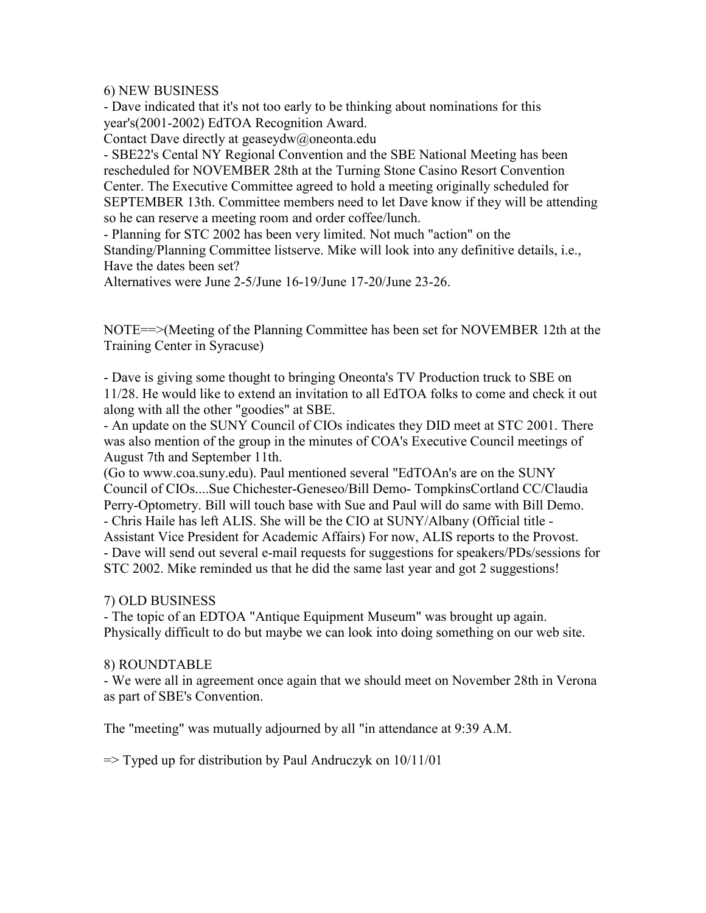6) NEW BUSINESS

- Dave indicated that it's not too early to be thinking about nominations for this year's(2001-2002) EdTOA Recognition Award.
Contact Dave directly at geaseydw@oneonta.edu
- SBE22's Cental NY Regional Convention and the SBE National Meeting has been rescheduled for NOVEMBER 28th at the Turning Stone Casino Resort Convention Center. The Executive Committee agreed to hold a meeting originally scheduled for SEPTEMBER 13th. Committee members need to let Dave know if they will be attending so he can reserve a meeting room and order coffee/lunch.
- Planning for STC 2002 has been very limited. Not much "action" on the Standing/Planning Committee listserve. Mike will look into any definitive details, i.e., Have the dates been set?
Alternatives were June 2-5/June 16-19/June 17-20/June 23-26.

NOTE==>(Meeting of the Planning Committee has been set for NOVEMBER 12th at the Training Center in Syracuse)

- Dave is giving some thought to bringing Oneonta's TV Production truck to SBE on 11/28. He would like to extend an invitation to all EdTOA folks to come and check it out along with all the other "goodies" at SBE.
- An update on the SUNY Council of CIOs indicates they DID meet at STC 2001. There was also mention of the group in the minutes of COA's Executive Council meetings of August 7th and September 11th.
(Go to www.coa.suny.edu). Paul mentioned several "EdTOAn's are on the SUNY Council of CIOs....Sue Chichester-Geneseo/Bill Demo- TompkinsCortland CC/Claudia Perry-Optometry. Bill will touch base with Sue and Paul will do same with Bill Demo.
- Chris Haile has left ALIS. She will be the CIO at SUNY/Albany (Official title - Assistant Vice President for Academic Affairs) For now, ALIS reports to the Provost.
- Dave will send out several e-mail requests for suggestions for speakers/PDs/sessions for STC 2002. Mike reminded us that he did the same last year and got 2 suggestions!

7) OLD BUSINESS

- The topic of an EDTOA "Antique Equipment Museum" was brought up again. Physically difficult to do but maybe we can look into doing something on our web site.

8) ROUNDTABLE

- We were all in agreement once again that we should meet on November 28th in Verona as part of SBE's Convention.

The "meeting" was mutually adjourned by all "in attendance at 9:39 A.M.

=> Typed up for distribution by Paul Andruczyk on 10/11/01